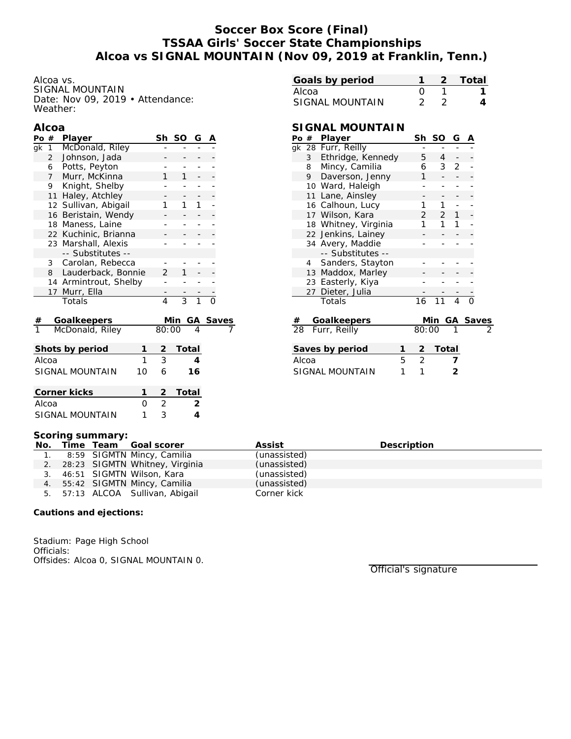# Soccer Box Score (Final)
# TSSAA Girls' Soccer State Championships
# Alcoa vs SIGNAL MOUNTAIN (Nov 09, 2019 at Franklin, Tenn.)

Alcoa vs.
SIGNAL MOUNTAIN
Date: Nov 09, 2019 • Attendance:
Weather:

| Goals by period | 1 | 2 | Total |
|---|---|---|---|
| Alcoa | 0 | 1 | 1 |
| SIGNAL MOUNTAIN | 2 | 2 | 4 |

## Alcoa

| Po | # | Player | Sh | SO | G | A |
|---|---|---|---|---|---|---|
| gk | 1 | McDonald, Riley | - | - | - | - |
| | 2 | Johnson, Jada | - | - | - | - |
| | 6 | Potts, Peyton | - | - | - | - |
| | 7 | Murr, McKinna | 1 | 1 | - | - |
| | 9 | Knight, Shelby | - | - | - | - |
| | 11 | Haley, Atchley | - | - | - | - |
| | 12 | Sullivan, Abigail | 1 | 1 | 1 | - |
| | 16 | Beristain, Wendy | - | - | - | - |
| | 18 | Maness, Laine | - | - | - | - |
| | 22 | Kuchinic, Brianna | - | - | - | - |
| | 23 | Marshall, Alexis | - | - | - | - |
| | | -- Substitutes -- | | | | |
| | 3 | Carolan, Rebecca | - | - | - | - |
| | 8 | Lauderback, Bonnie | 2 | 1 | - | - |
| | 14 | Armintrout, Shelby | - | - | - | - |
| | 17 | Murr, Ella | - | - | - | - |
| | | Totals | 4 | 3 | 1 | 0 |

| # | Goalkeepers | Min | GA | Saves |
|---|---|---|---|---|
| 1 | McDonald, Riley | 80:00 | 4 | 7 |

| Shots by period | 1 | 2 | Total |
|---|---|---|---|
| Alcoa | 1 | 3 | 4 |
| SIGNAL MOUNTAIN | 10 | 6 | 16 |

| Corner kicks | 1 | 2 | Total |
|---|---|---|---|
| Alcoa | 0 | 2 | 2 |
| SIGNAL MOUNTAIN | 1 | 3 | 4 |

## SIGNAL MOUNTAIN

| Po | # | Player | Sh | SO | G | A |
|---|---|---|---|---|---|---|
| gk | 28 | Furr, Reilly | - | - | - | - |
| | 3 | Ethridge, Kennedy | 5 | 4 | - | - |
| | 8 | Mincy, Camilia | 6 | 3 | 2 | - |
| | 9 | Daverson, Jenny | 1 | - | - | - |
| | 10 | Ward, Haleigh | - | - | - | - |
| | 11 | Lane, Ainsley | - | - | - | - |
| | 16 | Calhoun, Lucy | 1 | 1 | - | - |
| | 17 | Wilson, Kara | 2 | 2 | 1 | - |
| | 18 | Whitney, Virginia | 1 | 1 | 1 | - |
| | 22 | Jenkins, Lainey | - | - | - | - |
| | 34 | Avery, Maddie | - | - | - | - |
| | | -- Substitutes -- | | | | |
| | 4 | Sanders, Stayton | - | - | - | - |
| | 13 | Maddox, Marley | - | - | - | - |
| | 23 | Easterly, Kiya | - | - | - | - |
| | 27 | Dieter, Julia | - | - | - | - |
| | | Totals | 16 | 11 | 4 | 0 |

| # | Goalkeepers | Min | GA | Saves |
|---|---|---|---|---|
| 28 | Furr, Reilly | 80:00 | 1 | 2 |

| Saves by period | 1 | 2 | Total |
|---|---|---|---|
| Alcoa | 5 | 2 | 7 |
| SIGNAL MOUNTAIN | 1 | 1 | 2 |

**Scoring summary:**

| No. | Time | Team | Goal scorer | Assist | Description |
|---|---|---|---|---|---|
| 1. | 8:59 | SIGMTN | Mincy, Camilia | (unassisted) | |
| 2. | 28:23 | SIGMTN | Whitney, Virginia | (unassisted) | |
| 3. | 46:51 | SIGMTN | Wilson, Kara | (unassisted) | |
| 4. | 55:42 | SIGMTN | Mincy, Camilia | (unassisted) | |
| 5. | 57:13 | ALCOA | Sullivan, Abigail | Corner kick | |

**Cautions and ejections:**

Stadium: Page High School
Officials:
Offsides: Alcoa 0, SIGNAL MOUNTAIN 0.

Official's signature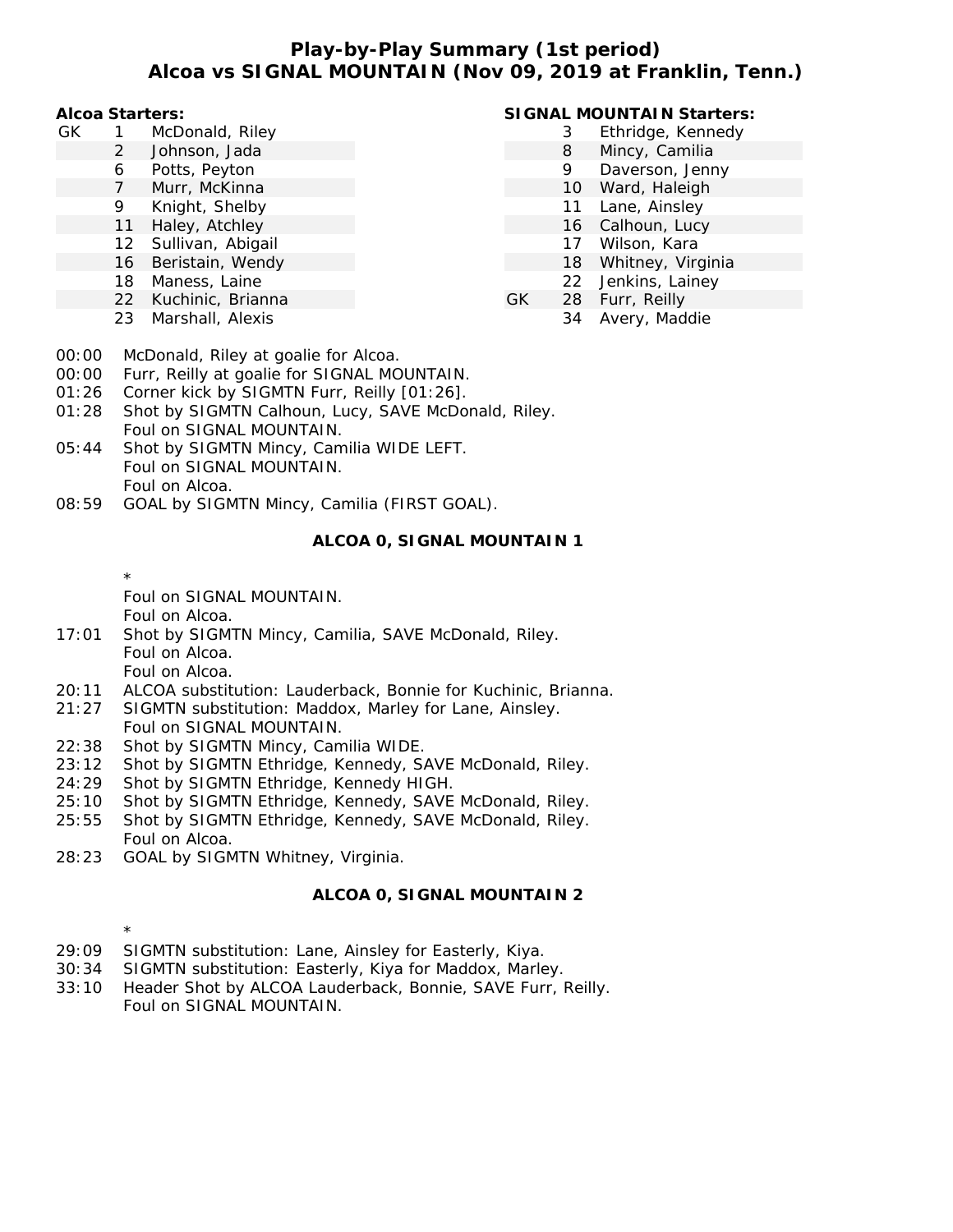# Play-by-Play Summary (1st period)
## Alcoa vs SIGNAL MOUNTAIN (Nov 09, 2019 at Franklin, Tenn.)

**Alcoa Starters:**

| | | |
|---|---|---|
| GK | 1 | McDonald, Riley |
| | 2 | Johnson, Jada |
| | 6 | Potts, Peyton |
| | 7 | Murr, McKinna |
| | 9 | Knight, Shelby |
| | 11 | Haley, Atchley |
| | 12 | Sullivan, Abigail |
| | 16 | Beristain, Wendy |
| | 18 | Maness, Laine |
| | 22 | Kuchinic, Brianna |
| | 23 | Marshall, Alexis |

**SIGNAL MOUNTAIN Starters:**

| | | |
|---|---|---|
| | 3 | Ethridge, Kennedy |
| | 8 | Mincy, Camilia |
| | 9 | Daverson, Jenny |
| | 10 | Ward, Haleigh |
| | 11 | Lane, Ainsley |
| | 16 | Calhoun, Lucy |
| | 17 | Wilson, Kara |
| | 18 | Whitney, Virginia |
| | 22 | Jenkins, Lainey |
| GK | 28 | Furr, Reilly |
| | 34 | Avery, Maddie |

00:00 McDonald, Riley at goalie for Alcoa.
00:00 Furr, Reilly at goalie for SIGNAL MOUNTAIN.
01:26 Corner kick by SIGMTN Furr, Reilly [01:26].
01:28 Shot by SIGMTN Calhoun, Lucy, SAVE McDonald, Riley.
Foul on SIGNAL MOUNTAIN.
05:44 Shot by SIGMTN Mincy, Camilia WIDE LEFT.
Foul on SIGNAL MOUNTAIN.
Foul on Alcoa.
08:59 GOAL by SIGMTN Mincy, Camilia (FIRST GOAL).

**ALCOA 0, SIGNAL MOUNTAIN 1**

*
Foul on SIGNAL MOUNTAIN.
Foul on Alcoa.
17:01 Shot by SIGMTN Mincy, Camilia, SAVE McDonald, Riley.
Foul on Alcoa.
Foul on Alcoa.
20:11 ALCOA substitution: Lauderback, Bonnie for Kuchinic, Brianna.
21:27 SIGMTN substitution: Maddox, Marley for Lane, Ainsley.
Foul on SIGNAL MOUNTAIN.
22:38 Shot by SIGMTN Mincy, Camilia WIDE.
23:12 Shot by SIGMTN Ethridge, Kennedy, SAVE McDonald, Riley.
24:29 Shot by SIGMTN Ethridge, Kennedy HIGH.
25:10 Shot by SIGMTN Ethridge, Kennedy, SAVE McDonald, Riley.
25:55 Shot by SIGMTN Ethridge, Kennedy, SAVE McDonald, Riley.
Foul on Alcoa.
28:23 GOAL by SIGMTN Whitney, Virginia.

**ALCOA 0, SIGNAL MOUNTAIN 2**

*
29:09 SIGMTN substitution: Lane, Ainsley for Easterly, Kiya.
30:34 SIGMTN substitution: Easterly, Kiya for Maddox, Marley.
33:10 Header Shot by ALCOA Lauderback, Bonnie, SAVE Furr, Reilly.
Foul on SIGNAL MOUNTAIN.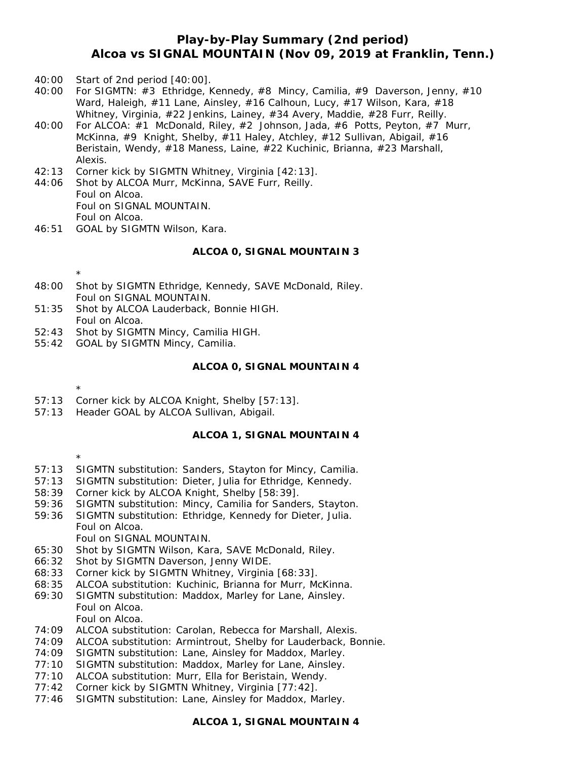# Play-by-Play Summary (2nd period)
## Alcoa vs SIGNAL MOUNTAIN (Nov 09, 2019 at Franklin, Tenn.)

40:00 Start of 2nd period [40:00].
40:00 For SIGMTN: #3 Ethridge, Kennedy, #8 Mincy, Camilia, #9 Daverson, Jenny, #10 Ward, Haleigh, #11 Lane, Ainsley, #16 Calhoun, Lucy, #17 Wilson, Kara, #18 Whitney, Virginia, #22 Jenkins, Lainey, #34 Avery, Maddie, #28 Furr, Reilly.
40:00 For ALCOA: #1 McDonald, Riley, #2 Johnson, Jada, #6 Potts, Peyton, #7 Murr, McKinna, #9 Knight, Shelby, #11 Haley, Atchley, #12 Sullivan, Abigail, #16 Beristain, Wendy, #18 Maness, Laine, #22 Kuchinic, Brianna, #23 Marshall, Alexis.
42:13 Corner kick by SIGMTN Whitney, Virginia [42:13].
44:06 Shot by ALCOA Murr, McKinna, SAVE Furr, Reilly.
Foul on Alcoa.
Foul on SIGNAL MOUNTAIN.
Foul on Alcoa.
46:51 GOAL by SIGMTN Wilson, Kara.

**ALCOA 0, SIGNAL MOUNTAIN 3**

*

48:00 Shot by SIGMTN Ethridge, Kennedy, SAVE McDonald, Riley.
Foul on SIGNAL MOUNTAIN.
51:35 Shot by ALCOA Lauderback, Bonnie HIGH.
Foul on Alcoa.
52:43 Shot by SIGMTN Mincy, Camilia HIGH.
55:42 GOAL by SIGMTN Mincy, Camilia.

**ALCOA 0, SIGNAL MOUNTAIN 4**

*

57:13 Corner kick by ALCOA Knight, Shelby [57:13].
57:13 Header GOAL by ALCOA Sullivan, Abigail.

**ALCOA 1, SIGNAL MOUNTAIN 4**

*

57:13 SIGMTN substitution: Sanders, Stayton for Mincy, Camilia.
57:13 SIGMTN substitution: Dieter, Julia for Ethridge, Kennedy.
58:39 Corner kick by ALCOA Knight, Shelby [58:39].
59:36 SIGMTN substitution: Mincy, Camilia for Sanders, Stayton.
59:36 SIGMTN substitution: Ethridge, Kennedy for Dieter, Julia.
Foul on Alcoa.
Foul on SIGNAL MOUNTAIN.
65:30 Shot by SIGMTN Wilson, Kara, SAVE McDonald, Riley.
66:32 Shot by SIGMTN Daverson, Jenny WIDE.
68:33 Corner kick by SIGMTN Whitney, Virginia [68:33].
68:35 ALCOA substitution: Kuchinic, Brianna for Murr, McKinna.
69:30 SIGMTN substitution: Maddox, Marley for Lane, Ainsley.
Foul on Alcoa.
Foul on Alcoa.
74:09 ALCOA substitution: Carolan, Rebecca for Marshall, Alexis.
74:09 ALCOA substitution: Armintrout, Shelby for Lauderback, Bonnie.
74:09 SIGMTN substitution: Lane, Ainsley for Maddox, Marley.
77:10 SIGMTN substitution: Maddox, Marley for Lane, Ainsley.
77:10 ALCOA substitution: Murr, Ella for Beristain, Wendy.
77:42 Corner kick by SIGMTN Whitney, Virginia [77:42].
77:46 SIGMTN substitution: Lane, Ainsley for Maddox, Marley.

**ALCOA 1, SIGNAL MOUNTAIN 4**